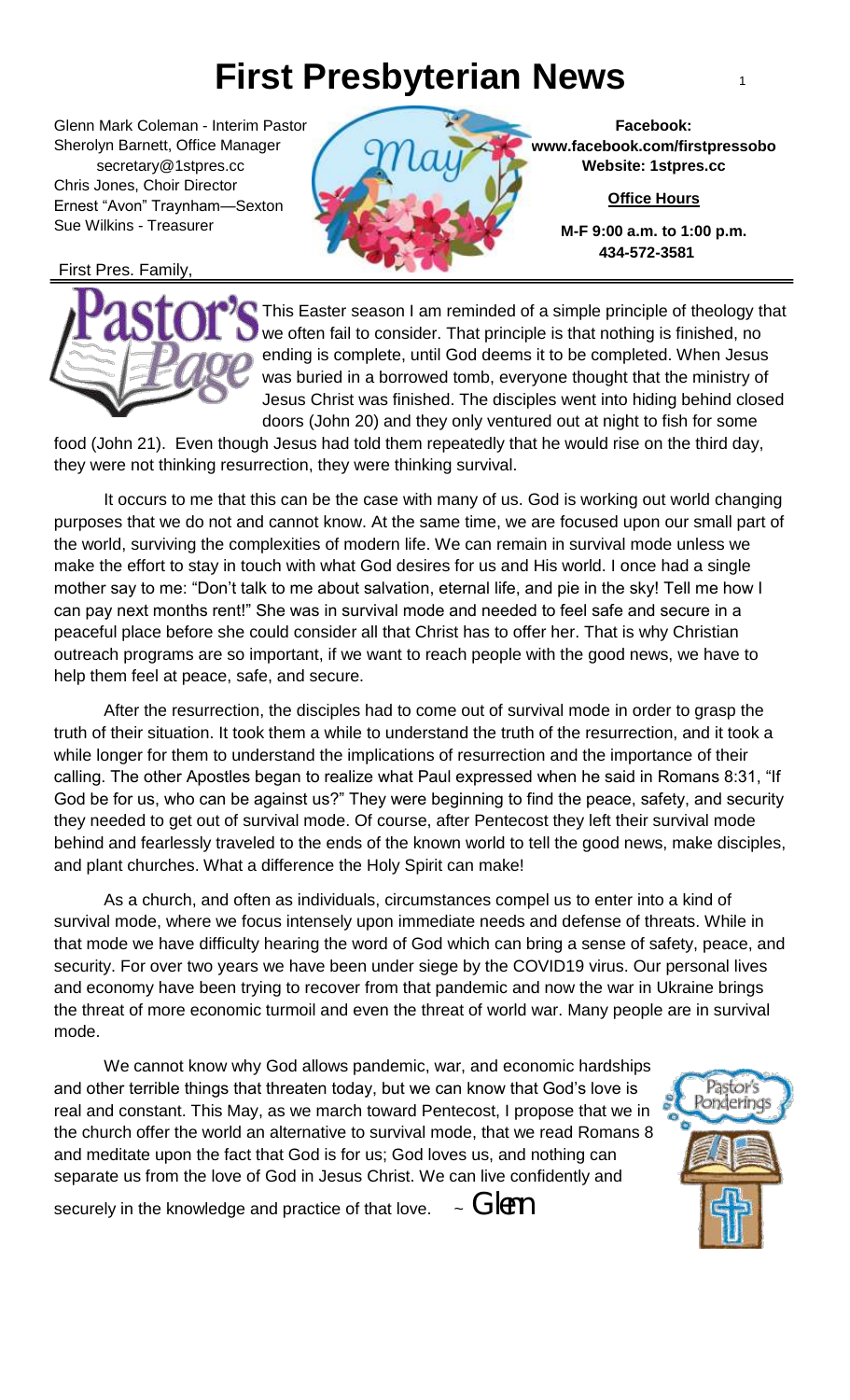# First Presbyterian News

Glenn Mark Coleman - Interim Pastor
Sherolyn Barnett, Office Manager
secretary@1stpres.cc
Chris Jones, Choir Director
Ernest "Avon" Traynham—Sexton
Sue Wilkins - Treasurer

**Facebook:**
**www.facebook.com/firstpressobo**
**Website: 1stpres.cc**

**Office Hours**

**M-F 9:00 a.m. to 1:00 p.m.**
**434-572-3581**

First Pres. Family,

## Pastor's Page

This Easter season I am reminded of a simple principle of theology that we often fail to consider. That principle is that nothing is finished, no ending is complete, until God deems it to be completed. When Jesus was buried in a borrowed tomb, everyone thought that the ministry of Jesus Christ was finished. The disciples went into hiding behind closed doors (John 20) and they only ventured out at night to fish for some food (John 21). Even though Jesus had told them repeatedly that he would rise on the third day, they were not thinking resurrection, they were thinking survival.

It occurs to me that this can be the case with many of us. God is working out world changing purposes that we do not and cannot know. At the same time, we are focused upon our small part of the world, surviving the complexities of modern life. We can remain in survival mode unless we make the effort to stay in touch with what God desires for us and His world. I once had a single mother say to me: "Don't talk to me about salvation, eternal life, and pie in the sky! Tell me how I can pay next months rent!" She was in survival mode and needed to feel safe and secure in a peaceful place before she could consider all that Christ has to offer her. That is why Christian outreach programs are so important, if we want to reach people with the good news, we have to help them feel at peace, safe, and secure.

After the resurrection, the disciples had to come out of survival mode in order to grasp the truth of their situation. It took them a while to understand the truth of the resurrection, and it took a while longer for them to understand the implications of resurrection and the importance of their calling. The other Apostles began to realize what Paul expressed when he said in Romans 8:31, "If God be for us, who can be against us?" They were beginning to find the peace, safety, and security they needed to get out of survival mode. Of course, after Pentecost they left their survival mode behind and fearlessly traveled to the ends of the known world to tell the good news, make disciples, and plant churches. What a difference the Holy Spirit can make!

As a church, and often as individuals, circumstances compel us to enter into a kind of survival mode, where we focus intensely upon immediate needs and defense of threats. While in that mode we have difficulty hearing the word of God which can bring a sense of safety, peace, and security. For over two years we have been under siege by the COVID19 virus. Our personal lives and economy have been trying to recover from that pandemic and now the war in Ukraine brings the threat of more economic turmoil and even the threat of world war. Many people are in survival mode.

We cannot know why God allows pandemic, war, and economic hardships and other terrible things that threaten today, but we can know that God's love is real and constant. This May, as we march toward Pentecost, I propose that we in the church offer the world an alternative to survival mode, that we read Romans 8 and meditate upon the fact that God is for us; God loves us, and nothing can separate us from the love of God in Jesus Christ. We can live confidently and securely in the knowledge and practice of that love. ~ Glenn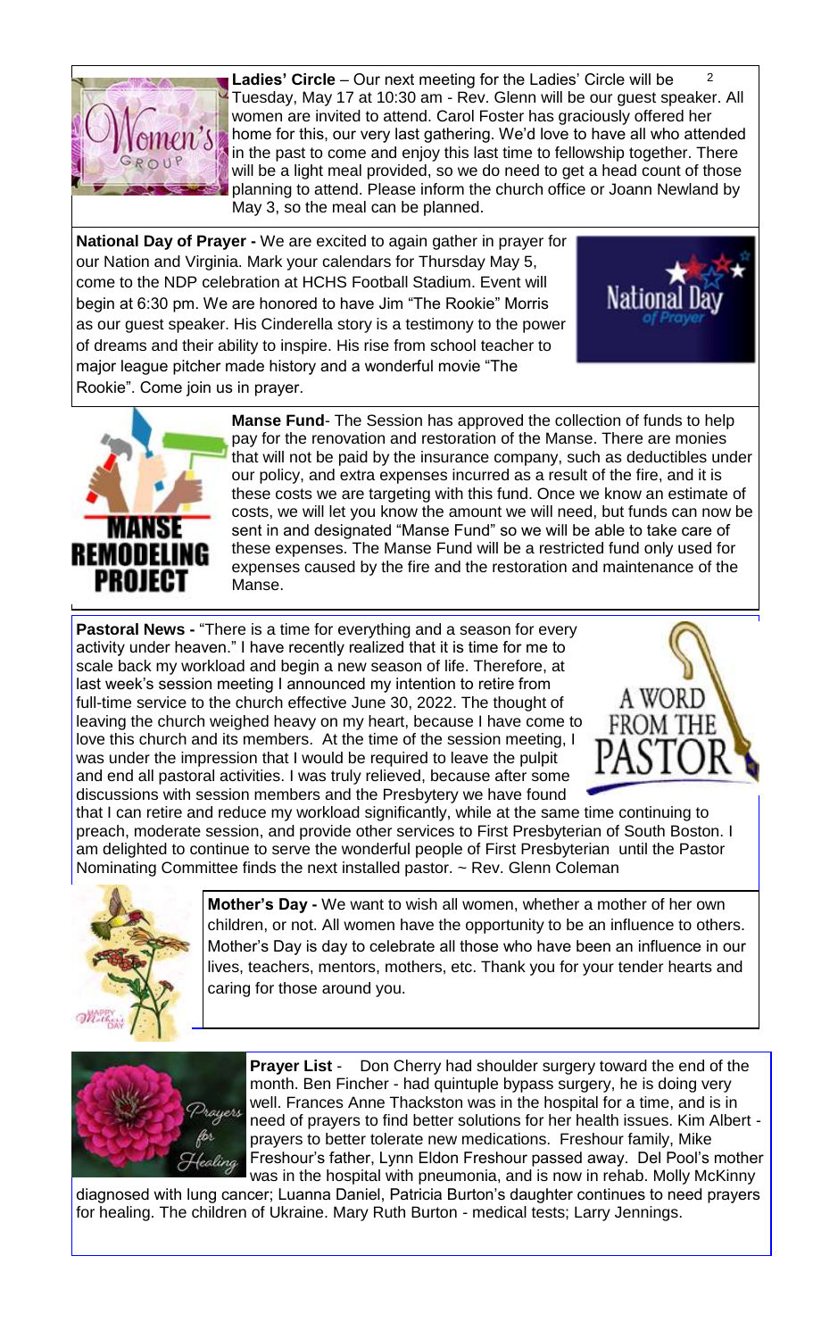**Ladies' Circle** – Our next meeting for the Ladies' Circle will be Tuesday, May 17 at 10:30 am - Rev. Glenn will be our guest speaker. All women are invited to attend. Carol Foster has graciously offered her home for this, our very last gathering. We'd love to have all who attended in the past to come and enjoy this last time to fellowship together. There will be a light meal provided, so we do need to get a head count of those planning to attend. Please inform the church office or Joann Newland by May 3, so the meal can be planned.

**National Day of Prayer -** We are excited to again gather in prayer for our Nation and Virginia. Mark your calendars for Thursday May 5, come to the NDP celebration at HCHS Football Stadium. Event will begin at 6:30 pm. We are honored to have Jim "The Rookie" Morris as our guest speaker. His Cinderella story is a testimony to the power of dreams and their ability to inspire. His rise from school teacher to major league pitcher made history and a wonderful movie "The Rookie". Come join us in prayer.

**Manse Fund**- The Session has approved the collection of funds to help pay for the renovation and restoration of the Manse. There are monies that will not be paid by the insurance company, such as deductibles under our policy, and extra expenses incurred as a result of the fire, and it is these costs we are targeting with this fund. Once we know an estimate of costs, we will let you know the amount we will need, but funds can now be sent in and designated "Manse Fund" so we will be able to take care of these expenses. The Manse Fund will be a restricted fund only used for expenses caused by the fire and the restoration and maintenance of the Manse.

**Pastoral News -** "There is a time for everything and a season for every activity under heaven." I have recently realized that it is time for me to scale back my workload and begin a new season of life. Therefore, at last week's session meeting I announced my intention to retire from full-time service to the church effective June 30, 2022. The thought of leaving the church weighed heavy on my heart, because I have come to love this church and its members. At the time of the session meeting, I was under the impression that I would be required to leave the pulpit and end all pastoral activities. I was truly relieved, because after some discussions with session members and the Presbytery we have found that I can retire and reduce my workload significantly, while at the same time continuing to preach, moderate session, and provide other services to First Presbyterian of South Boston. I am delighted to continue to serve the wonderful people of First Presbyterian until the Pastor Nominating Committee finds the next installed pastor. ~ Rev. Glenn Coleman

**Mother's Day -** We want to wish all women, whether a mother of her own children, or not. All women have the opportunity to be an influence to others. Mother's Day is day to celebrate all those who have been an influence in our lives, teachers, mentors, mothers, etc. Thank you for your tender hearts and caring for those around you.

**Prayer List** - Don Cherry had shoulder surgery toward the end of the month. Ben Fincher - had quintuple bypass surgery, he is doing very well. Frances Anne Thackston was in the hospital for a time, and is in need of prayers to find better solutions for her health issues. Kim Albert - prayers to better tolerate new medications. Freshour family, Mike Freshour's father, Lynn Eldon Freshour passed away. Del Pool's mother was in the hospital with pneumonia, and is now in rehab. Molly McKinny diagnosed with lung cancer; Luanna Daniel, Patricia Burton's daughter continues to need prayers for healing. The children of Ukraine. Mary Ruth Burton - medical tests; Larry Jennings.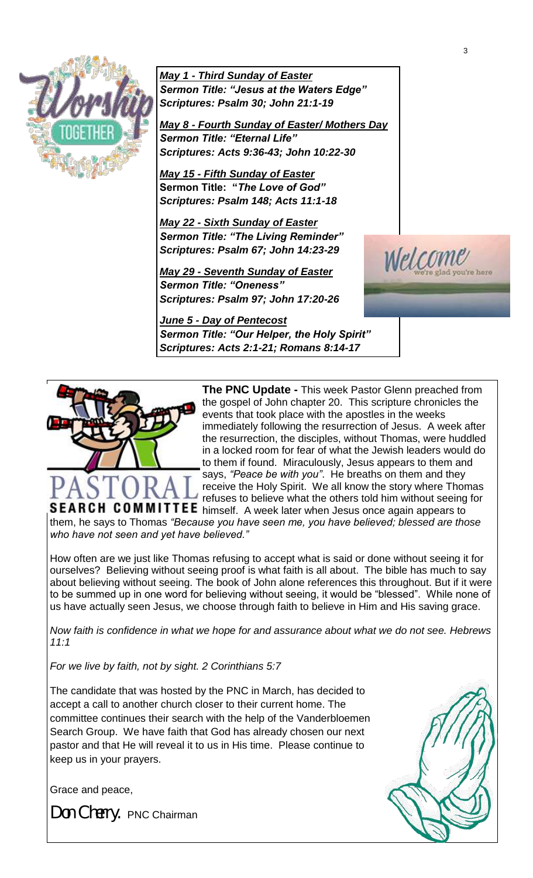***May 1 - Third Sunday of Easter***
***Sermon Title: "Jesus at the Waters Edge"***
***Scriptures: Psalm 30; John 21:1-19***

***May 8 - Fourth Sunday of Easter/ Mothers Day***
***Sermon Title: "Eternal Life"***
***Scriptures: Acts 9:36-43; John 10:22-30***

***May 15 - Fifth Sunday of Easter***
**Sermon Title: "*The Love of God*"**
***Scriptures: Psalm 148; Acts 11:1-18***

***May 22 - Sixth Sunday of Easter***
***Sermon Title: "The Living Reminder"***
***Scriptures: Psalm 67; John 14:23-29***

***May 29 - Seventh Sunday of Easter***
***Sermon Title: "Oneness"***
***Scriptures: Psalm 97; John 17:20-26***

***June 5 - Day of Pentecost***
***Sermon Title: "Our Helper, the Holy Spirit"***
***Scriptures: Acts 2:1-21; Romans 8:14-17***

**The PNC Update -** This week Pastor Glenn preached from the gospel of John chapter 20. This scripture chronicles the events that took place with the apostles in the weeks immediately following the resurrection of Jesus. A week after the resurrection, the disciples, without Thomas, were huddled in a locked room for fear of what the Jewish leaders would do to them if found. Miraculously, Jesus appears to them and says, *"Peace be with you"*. He breaths on them and they receive the Holy Spirit. We all know the story where Thomas refuses to believe what the others told him without seeing for himself. A week later when Jesus once again appears to them, he says to Thomas *"Because you have seen me, you have believed; blessed are those who have not seen and yet have believed."*

How often are we just like Thomas refusing to accept what is said or done without seeing it for ourselves? Believing without seeing proof is what faith is all about. The bible has much to say about believing without seeing. The book of John alone references this throughout. But if it were to be summed up in one word for believing without seeing, it would be "blessed". While none of us have actually seen Jesus, we choose through faith to believe in Him and His saving grace.

*Now faith is confidence in what we hope for and assurance about what we do not see. Hebrews 11:1*

*For we live by faith, not by sight. 2 Corinthians 5:7*

The candidate that was hosted by the PNC in March, has decided to accept a call to another church closer to their current home. The committee continues their search with the help of the Vanderbloemen Search Group. We have faith that God has already chosen our next pastor and that He will reveal it to us in His time. Please continue to keep us in your prayers.

Grace and peace,

Don Cherry. PNC Chairman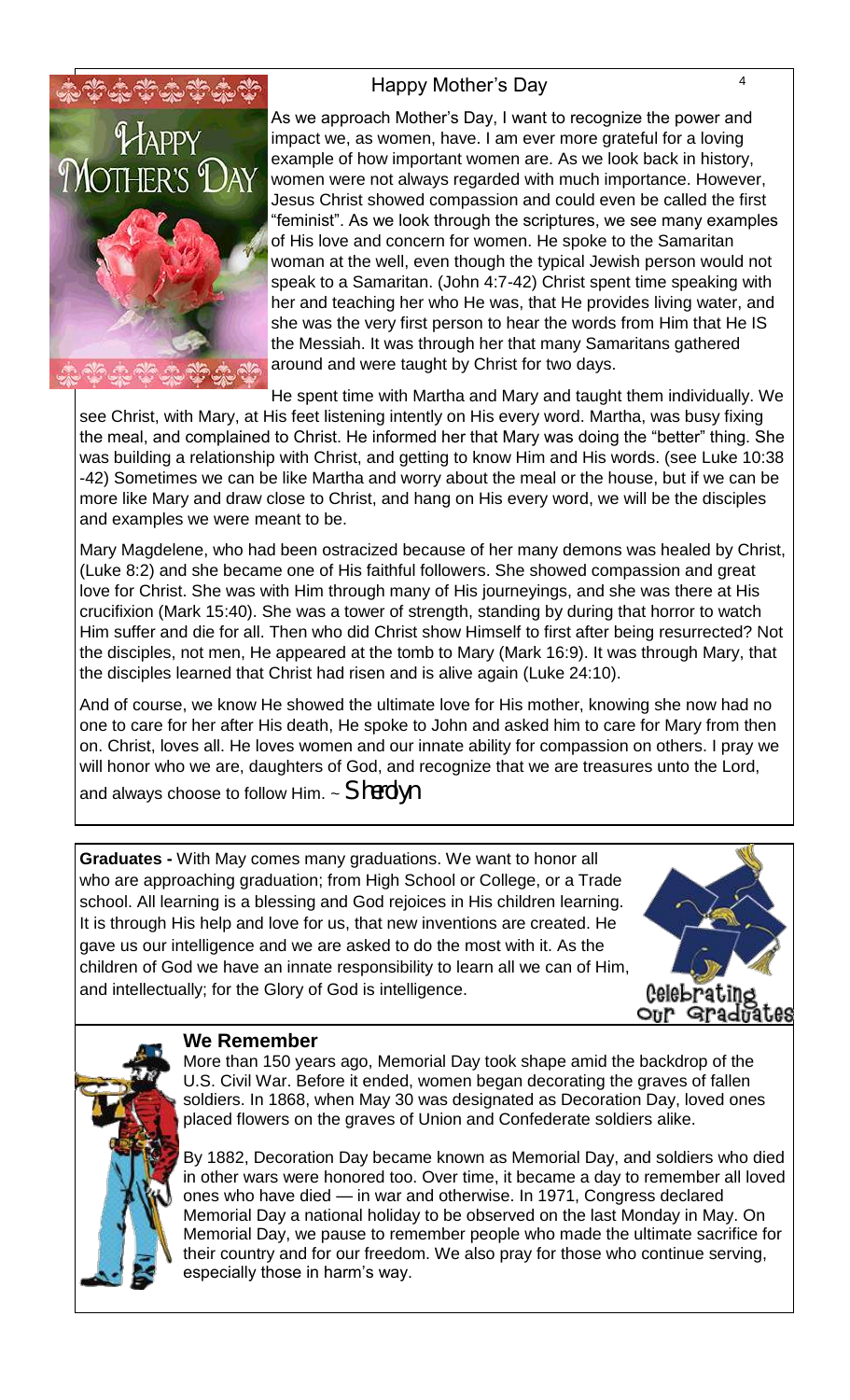## Happy Mother's Day

As we approach Mother's Day, I want to recognize the power and impact we, as women, have. I am ever more grateful for a loving example of how important women are. As we look back in history, women were not always regarded with much importance. However, Jesus Christ showed compassion and could even be called the first "feminist". As we look through the scriptures, we see many examples of His love and concern for women. He spoke to the Samaritan woman at the well, even though the typical Jewish person would not speak to a Samaritan. (John 4:7-42) Christ spent time speaking with her and teaching her who He was, that He provides living water, and she was the very first person to hear the words from Him that He IS the Messiah. It was through her that many Samaritans gathered around and were taught by Christ for two days.

He spent time with Martha and Mary and taught them individually. We see Christ, with Mary, at His feet listening intently on His every word. Martha, was busy fixing the meal, and complained to Christ. He informed her that Mary was doing the "better" thing. She was building a relationship with Christ, and getting to know Him and His words. (see Luke 10:38 -42) Sometimes we can be like Martha and worry about the meal or the house, but if we can be more like Mary and draw close to Christ, and hang on His every word, we will be the disciples and examples we were meant to be.

Mary Magdelene, who had been ostracized because of her many demons was healed by Christ, (Luke 8:2) and she became one of His faithful followers. She showed compassion and great love for Christ. She was with Him through many of His journeyings, and she was there at His crucifixion (Mark 15:40). She was a tower of strength, standing by during that horror to watch Him suffer and die for all. Then who did Christ show Himself to first after being resurrected? Not the disciples, not men, He appeared at the tomb to Mary (Mark 16:9). It was through Mary, that the disciples learned that Christ had risen and is alive again (Luke 24:10).

And of course, we know He showed the ultimate love for His mother, knowing she now had no one to care for her after His death, He spoke to John and asked him to care for Mary from then on. Christ, loves all. He loves women and our innate ability for compassion on others. I pray we will honor who we are, daughters of God, and recognize that we are treasures unto the Lord, and always choose to follow Him. ~ *Sherolyn*

**Graduates -** With May comes many graduations. We want to honor all who are approaching graduation; from High School or College, or a Trade school. All learning is a blessing and God rejoices in His children learning. It is through His help and love for us, that new inventions are created. He gave us our intelligence and we are asked to do the most with it. As the children of God we have an innate responsibility to learn all we can of Him, and intellectually; for the Glory of God is intelligence.

Celebrating Our Graduates

### We Remember

More than 150 years ago, Memorial Day took shape amid the backdrop of the U.S. Civil War. Before it ended, women began decorating the graves of fallen soldiers. In 1868, when May 30 was designated as Decoration Day, loved ones placed flowers on the graves of Union and Confederate soldiers alike.

By 1882, Decoration Day became known as Memorial Day, and soldiers who died in other wars were honored too. Over time, it became a day to remember all loved ones who have died — in war and otherwise. In 1971, Congress declared Memorial Day a national holiday to be observed on the last Monday in May. On Memorial Day, we pause to remember people who made the ultimate sacrifice for their country and for our freedom. We also pray for those who continue serving, especially those in harm's way.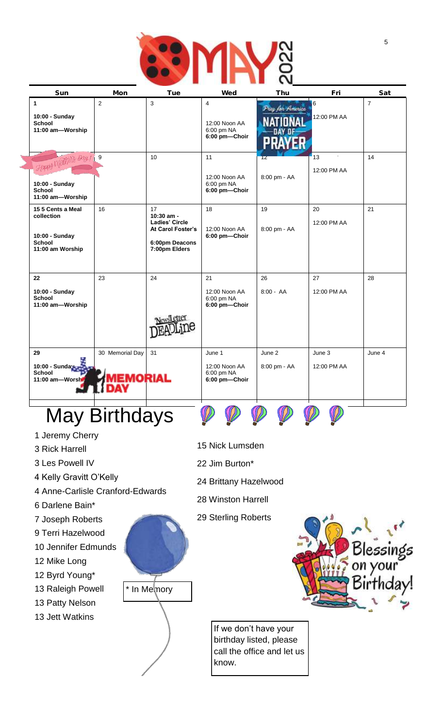# MAY 2022

| Sun | Mon | Tue | Wed | Thu | Fri | Sat |
|---|---|---|---|---|---|---|
| 1<br><br>**10:00 - Sunday School**<br>**11:00 am—Worship** | 2 | 3 | 4<br><br>12:00 Noon AA<br>6:00 pm NA<br>**6:00 pm—Choir** | Pray for America<br>NATIONAL DAY OF PRAYER | 6<br><br>12:00 PM AA | 7 |
| Happy Mother's Day!<br><br>**10:00 - Sunday School**<br>**11:00 am—Worship** | 9 | 10 | 11<br><br>12:00 Noon AA<br>6:00 pm NA<br>**6:00 pm—Choir** | 12<br><br>8:00 pm - AA | 13<br><br>12:00 PM AA | 14 |
| **15 5 Cents a Meal collection**<br><br>**10:00 - Sunday School**<br>**11:00 am Worship** | 16 | 17<br>**10:30 am - Ladies' Circle At Carol Foster's**<br><br>**6:00pm Deacons**<br>**7:00pm Elders** | 18<br><br>12:00 Noon AA<br>**6:00 pm—Choir** | 19<br><br>8:00 pm - AA | 20<br><br>12:00 PM AA | 21 |
| **22**<br><br>**10:00 - Sunday School**<br>**11:00 am—Worship** | 23 | 24<br><br>Newsletter DEADLine | 21<br><br>12:00 Noon AA<br>6:00 pm NA<br>**6:00 pm—Choir** | 26<br><br>8:00 - AA | 27<br><br>12:00 PM AA | 28 |
| **29**<br><br>**10:00 - Sunday School**<br>**11:00 am—Worship** | 30 Memorial Day<br>MEMORIAL DAY | 31 | June 1<br><br>12:00 Noon AA<br>6:00 pm NA<br>**6:00 pm—Choir** | June 2<br><br>8:00 pm - AA | June 3<br><br>12:00 PM AA | June 4 |

# May Birthdays

1 Jeremy Cherry
3 Rick Harrell
3 Les Powell IV
4 Kelly Gravitt O'Kelly
4 Anne-Carlisle Cranford-Edwards
6 Darlene Bain*
7 Joseph Roberts
9 Terri Hazelwood
10 Jennifer Edmunds
12 Mike Long
12 Byrd Young*
13 Raleigh Powell
13 Patty Nelson
13 Jett Watkins
15 Nick Lumsden
22 Jim Burton*
24 Brittany Hazelwood
28 Winston Harrell
29 Sterling Roberts

* In Memory

Blessings on your Birthday!

If we don't have your birthday listed, please call the office and let us know.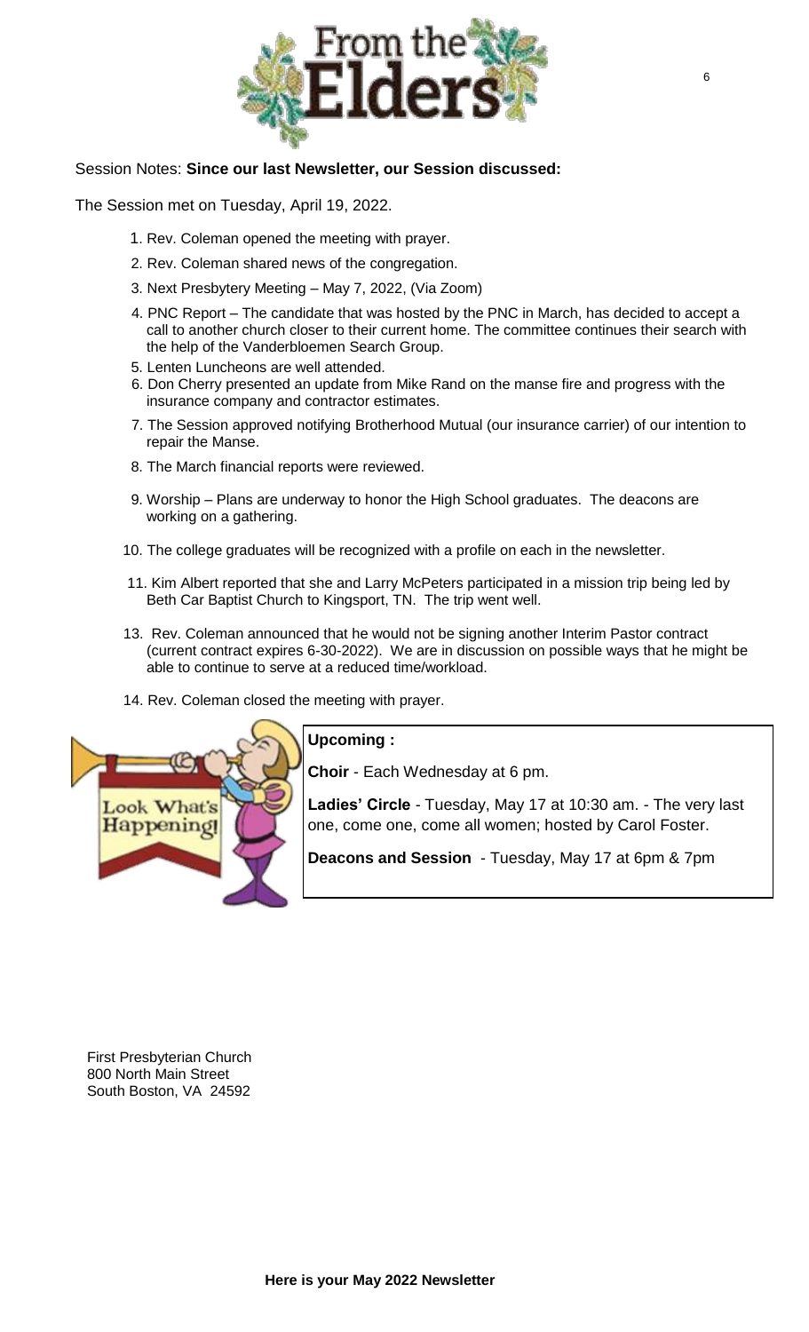# From the Elders

Session Notes: **Since our last Newsletter, our Session discussed:**

The Session met on Tuesday, April 19, 2022.

1. Rev. Coleman opened the meeting with prayer.
2. Rev. Coleman shared news of the congregation.
3. Next Presbytery Meeting – May 7, 2022, (Via Zoom)
4. PNC Report – The candidate that was hosted by the PNC in March, has decided to accept a call to another church closer to their current home. The committee continues their search with the help of the Vanderbloemen Search Group.
5. Lenten Luncheons are well attended.
6. Don Cherry presented an update from Mike Rand on the manse fire and progress with the insurance company and contractor estimates.
7. The Session approved notifying Brotherhood Mutual (our insurance carrier) of our intention to repair the Manse.
8. The March financial reports were reviewed.
9. Worship – Plans are underway to honor the High School graduates. The deacons are working on a gathering.
10. The college graduates will be recognized with a profile on each in the newsletter.
11. Kim Albert reported that she and Larry McPeters participated in a mission trip being led by Beth Car Baptist Church to Kingsport, TN. The trip went well.
13. Rev. Coleman announced that he would not be signing another Interim Pastor contract (current contract expires 6-30-2022). We are in discussion on possible ways that he might be able to continue to serve at a reduced time/workload.
14. Rev. Coleman closed the meeting with prayer.

Look What's Happening!

**Upcoming :**

**Choir** - Each Wednesday at 6 pm.

**Ladies' Circle** - Tuesday, May 17 at 10:30 am. - The very last one, come one, come all women; hosted by Carol Foster.

**Deacons and Session** - Tuesday, May 17 at 6pm & 7pm

First Presbyterian Church
800 North Main Street
South Boston, VA 24592

**Here is your May 2022 Newsletter**